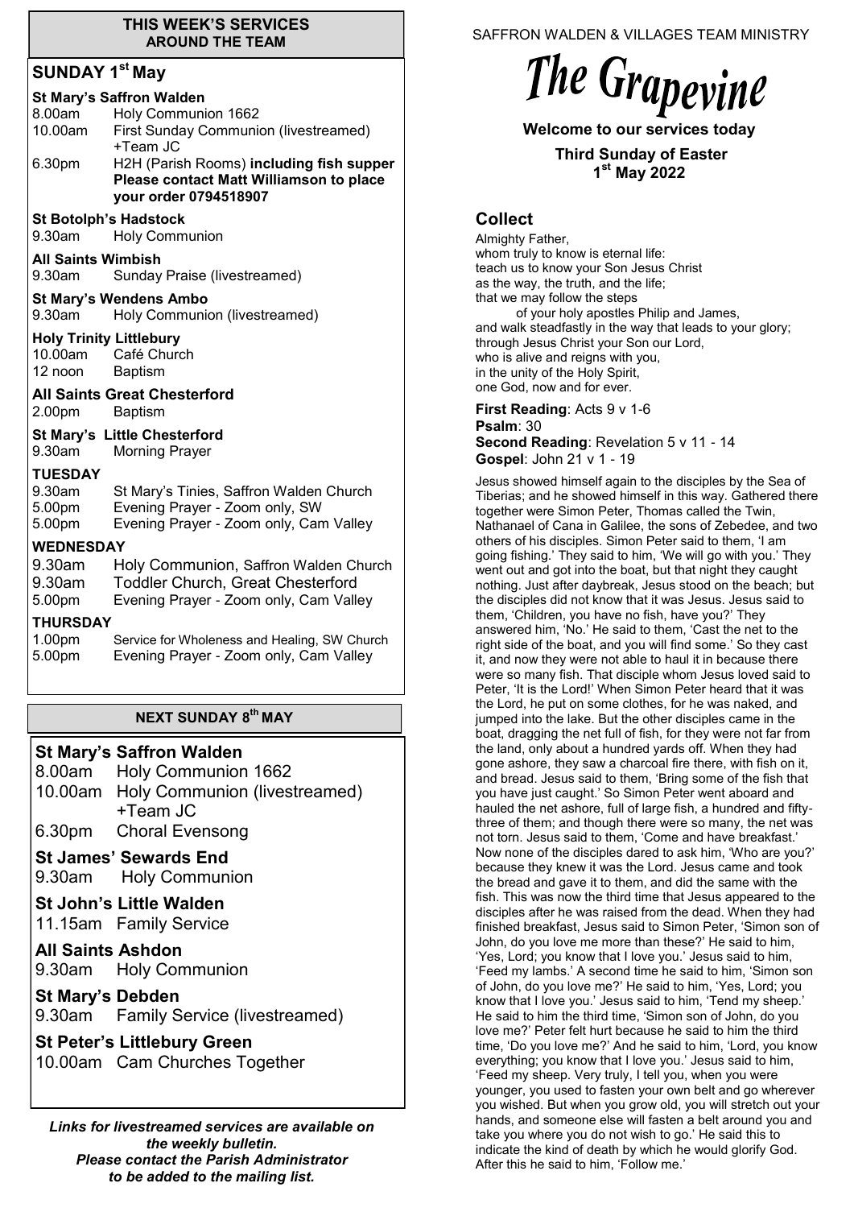## THIS WEEK'S SERVICES AROUND THE TEAM

### SUNDAY 1st May

**St Mary's Saffron Walden**

8.00am Holy Communion 1662
10.00am First Sunday Communion (livestreamed) +Team JC
6.30pm H2H (Parish Rooms) **including fish supper Please contact Matt Williamson to place your order 0794518907**

**St Botolph's Hadstock**

9.30am Holy Communion

**All Saints Wimbish**

9.30am Sunday Praise (livestreamed)

**St Mary's Wendens Ambo**

9.30am Holy Communion (livestreamed)

**Holy Trinity Littlebury**

10.00am Café Church
12 noon Baptism

**All Saints Great Chesterford**

2.00pm Baptism

**St Mary's Little Chesterford**

9.30am Morning Prayer

**TUESDAY**

9.30am St Mary's Tinies, Saffron Walden Church
5.00pm Evening Prayer - Zoom only, SW
5.00pm Evening Prayer - Zoom only, Cam Valley

**WEDNESDAY**

9.30am Holy Communion, Saffron Walden Church
9.30am Toddler Church, Great Chesterford
5.00pm Evening Prayer - Zoom only, Cam Valley

**THURSDAY**

1.00pm Service for Wholeness and Healing, SW Church
5.00pm Evening Prayer - Zoom only, Cam Valley

## NEXT SUNDAY 8th MAY

**St Mary's Saffron Walden**

8.00am Holy Communion 1662
10.00am Holy Communion (livestreamed) +Team JC
6.30pm Choral Evensong

**St James' Sewards End**

9.30am Holy Communion

**St John's Little Walden**

11.15am Family Service

**All Saints Ashdon**

9.30am Holy Communion

**St Mary's Debden**

9.30am Family Service (livestreamed)

**St Peter's Littlebury Green**

10.00am Cam Churches Together

***Links for livestreamed services are available on the weekly bulletin. Please contact the Parish Administrator to be added to the mailing list.***

SAFFRON WALDEN & VILLAGES TEAM MINISTRY

# The Grapevine

**Welcome to our services today**

**Third Sunday of Easter 1st May 2022**

## Collect

Almighty Father,
whom truly to know is eternal life:
teach us to know your Son Jesus Christ
as the way, the truth, and the life;
that we may follow the steps
of your holy apostles Philip and James,
and walk steadfastly in the way that leads to your glory;
through Jesus Christ your Son our Lord,
who is alive and reigns with you,
in the unity of the Holy Spirit,
one God, now and for ever.

**First Reading**: Acts 9 v 1-6
**Psalm**: 30
**Second Reading**: Revelation 5 v 11 - 14
**Gospel**: John 21 v 1 - 19

Jesus showed himself again to the disciples by the Sea of Tiberias; and he showed himself in this way. Gathered there together were Simon Peter, Thomas called the Twin, Nathanael of Cana in Galilee, the sons of Zebedee, and two others of his disciples. Simon Peter said to them, 'I am going fishing.' They said to him, 'We will go with you.' They went out and got into the boat, but that night they caught nothing. Just after daybreak, Jesus stood on the beach; but the disciples did not know that it was Jesus. Jesus said to them, 'Children, you have no fish, have you?' They answered him, 'No.' He said to them, 'Cast the net to the right side of the boat, and you will find some.' So they cast it, and now they were not able to haul it in because there were so many fish. That disciple whom Jesus loved said to Peter, 'It is the Lord!' When Simon Peter heard that it was the Lord, he put on some clothes, for he was naked, and jumped into the lake. But the other disciples came in the boat, dragging the net full of fish, for they were not far from the land, only about a hundred yards off. When they had gone ashore, they saw a charcoal fire there, with fish on it, and bread. Jesus said to them, 'Bring some of the fish that you have just caught.' So Simon Peter went aboard and hauled the net ashore, full of large fish, a hundred and fifty-three of them; and though there were so many, the net was not torn. Jesus said to them, 'Come and have breakfast.' Now none of the disciples dared to ask him, 'Who are you?' because they knew it was the Lord. Jesus came and took the bread and gave it to them, and did the same with the fish. This was now the third time that Jesus appeared to the disciples after he was raised from the dead. When they had finished breakfast, Jesus said to Simon Peter, 'Simon son of John, do you love me more than these?' He said to him, 'Yes, Lord; you know that I love you.' Jesus said to him, 'Feed my lambs.' A second time he said to him, 'Simon son of John, do you love me?' He said to him, 'Yes, Lord; you know that I love you.' Jesus said to him, 'Tend my sheep.' He said to him the third time, 'Simon son of John, do you love me?' Peter felt hurt because he said to him the third time, 'Do you love me?' And he said to him, 'Lord, you know everything; you know that I love you.' Jesus said to him, 'Feed my sheep. Very truly, I tell you, when you were younger, you used to fasten your own belt and go wherever you wished. But when you grow old, you will stretch out your hands, and someone else will fasten a belt around you and take you where you do not wish to go.' He said this to indicate the kind of death by which he would glorify God. After this he said to him, 'Follow me.'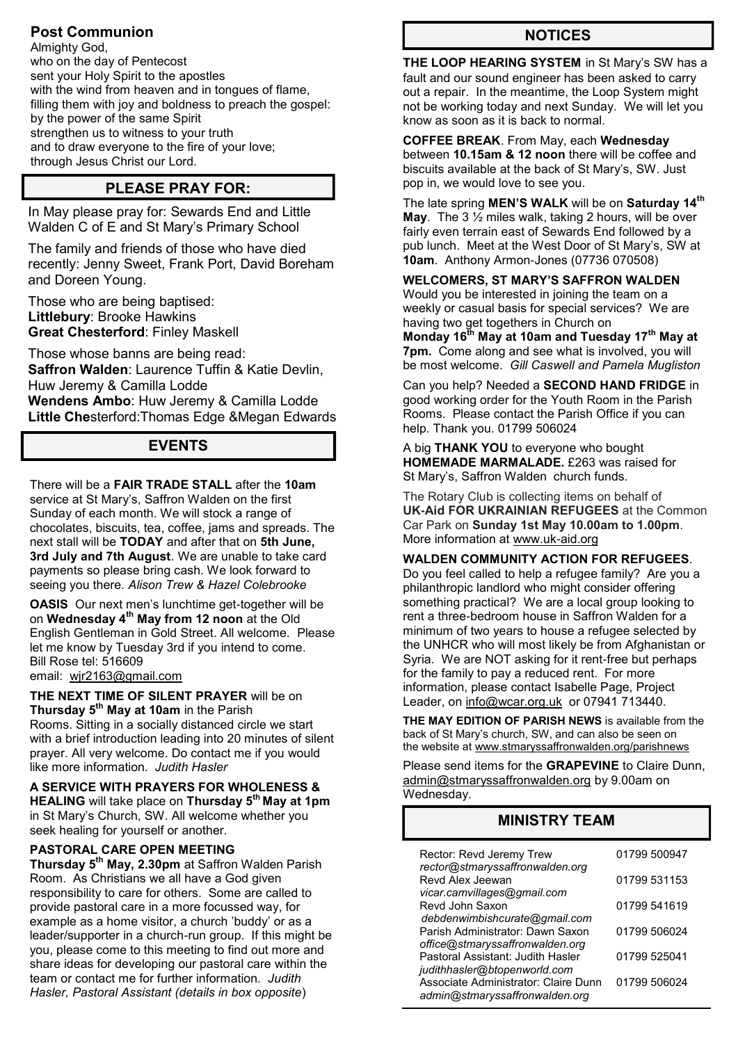## Post Communion

Almighty God,
who on the day of Pentecost
sent your Holy Spirit to the apostles
with the wind from heaven and in tongues of flame,
filling them with joy and boldness to preach the gospel:
by the power of the same Spirit
strengthen us to witness to your truth
and to draw everyone to the fire of your love;
through Jesus Christ our Lord.

## PLEASE PRAY FOR:

In May please pray for: Sewards End and Little Walden C of E and St Mary's Primary School

The family and friends of those who have died recently: Jenny Sweet, Frank Port, David Boreham and Doreen Young.

Those who are being baptised:
**Littlebury**: Brooke Hawkins
**Great Chesterford**: Finley Maskell

Those whose banns are being read:
**Saffron Walden**: Laurence Tuffin & Katie Devlin, Huw Jeremy & Camilla Lodde
**Wendens Ambo**: Huw Jeremy & Camilla Lodde
**Little Che**sterford:Thomas Edge &Megan Edwards

## EVENTS

There will be a **FAIR TRADE STALL** after the **10am** service at St Mary's, Saffron Walden on the first Sunday of each month. We will stock a range of chocolates, biscuits, tea, coffee, jams and spreads. The next stall will be **TODAY** and after that on **5th June, 3rd July and 7th August**. We are unable to take card payments so please bring cash. We look forward to seeing you there. *Alison Trew & Hazel Colebrooke*

**OASIS** Our next men's lunchtime get-together will be on **Wednesday 4th May from 12 noon** at the Old English Gentleman in Gold Street. All welcome. Please let me know by Tuesday 3rd if you intend to come. Bill Rose tel: 516609
email: wjr2163@gmail.com

**THE NEXT TIME OF SILENT PRAYER** will be on **Thursday 5th May at 10am** in the Parish Rooms. Sitting in a socially distanced circle we start with a brief introduction leading into 20 minutes of silent prayer. All very welcome. Do contact me if you would like more information. *Judith Hasler*

**A SERVICE WITH PRAYERS FOR WHOLENESS & HEALING** will take place on **Thursday 5th May at 1pm** in St Mary's Church, SW. All welcome whether you seek healing for yourself or another.

**PASTORAL CARE OPEN MEETING**
**Thursday 5th May, 2.30pm** at Saffron Walden Parish Room. As Christians we all have a God given responsibility to care for others. Some are called to provide pastoral care in a more focussed way, for example as a home visitor, a church 'buddy' or as a leader/supporter in a church-run group. If this might be you, please come to this meeting to find out more and share ideas for developing our pastoral care within the team or contact me for further information. *Judith Hasler, Pastoral Assistant (details in box opposite)*

## NOTICES

**THE LOOP HEARING SYSTEM** in St Mary's SW has a fault and our sound engineer has been asked to carry out a repair. In the meantime, the Loop System might not be working today and next Sunday. We will let you know as soon as it is back to normal.

**COFFEE BREAK**. From May, each **Wednesday** between **10.15am & 12 noon** there will be coffee and biscuits available at the back of St Mary's, SW. Just pop in, we would love to see you.

The late spring **MEN'S WALK** will be on **Saturday 14th May**. The 3 ½ miles walk, taking 2 hours, will be over fairly even terrain east of Sewards End followed by a pub lunch. Meet at the West Door of St Mary's, SW at **10am**. Anthony Armon-Jones (07736 070508)

**WELCOMERS, ST MARY'S SAFFRON WALDEN**
Would you be interested in joining the team on a weekly or casual basis for special services? We are having two get togethers in Church on **Monday 16th May at 10am and Tuesday 17th May at 7pm.** Come along and see what is involved, you will be most welcome. *Gill Caswell and Pamela Mugliston*

Can you help? Needed a **SECOND HAND FRIDGE** in good working order for the Youth Room in the Parish Rooms. Please contact the Parish Office if you can help. Thank you. 01799 506024

A big **THANK YOU** to everyone who bought **HOMEMADE MARMALADE.** £263 was raised for St Mary's, Saffron Walden church funds.

The Rotary Club is collecting items on behalf of **UK-Aid FOR UKRAINIAN REFUGEES** at the Common Car Park on **Sunday 1st May 10.00am to 1.00pm**. More information at www.uk-aid.org

**WALDEN COMMUNITY ACTION FOR REFUGEES**.
Do you feel called to help a refugee family? Are you a philanthropic landlord who might consider offering something practical? We are a local group looking to rent a three-bedroom house in Saffron Walden for a minimum of two years to house a refugee selected by the UNHCR who will most likely be from Afghanistan or Syria. We are NOT asking for it rent-free but perhaps for the family to pay a reduced rent. For more information, please contact Isabelle Page, Project Leader, on info@wcar.org.uk or 07941 713440.

**THE MAY EDITION OF PARISH NEWS** is available from the back of St Mary's church, SW, and can also be seen on the website at www.stmaryssaffronwalden.org/parishnews

Please send items for the **GRAPEVINE** to Claire Dunn, admin@stmaryssaffronwalden.org by 9.00am on Wednesday.

## MINISTRY TEAM

| | |
|---|---|
| Rector: Revd Jeremy Trew<br>*rector@stmaryssaffronwalden.org* | 01799 500947 |
| Revd Alex Jeewan<br>*vicar.camvillages@gmail.com* | 01799 531153 |
| Revd John Saxon<br>*debdenwimbishcurate@gmail.com* | 01799 541619 |
| Parish Administrator: Dawn Saxon<br>*office@stmaryssaffronwalden.org* | 01799 506024 |
| Pastoral Assistant: Judith Hasler<br>*judithhasler@btopenworld.com* | 01799 525041 |
| Associate Administrator: Claire Dunn<br>*admin@stmaryssaffronwalden.org* | 01799 506024 |